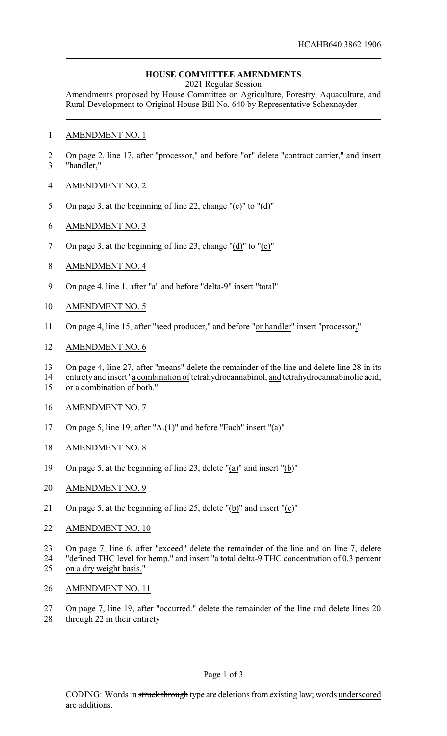HCAHB640 3862 1906

## HOUSE COMMITTEE AMENDMENTS

2021 Regular Session

Amendments proposed by House Committee on Agriculture, Forestry, Aquaculture, and Rural Development to Original House Bill No. 640 by Representative Schexnayder

AMENDMENT NO. 1

On page 2, line 17, after "processor," and before "or" delete "contract carrier," and insert "handler,"

AMENDMENT NO. 2

On page 3, at the beginning of line 22, change "(c)" to "(d)"

AMENDMENT NO. 3

On page 3, at the beginning of line 23, change "(d)" to "(e)"

AMENDMENT NO. 4

On page 4, line 1, after "a" and before "delta-9" insert "total"

AMENDMENT NO. 5

On page 4, line 15, after "seed producer," and before "or handler" insert "processor,"

AMENDMENT NO. 6

On page 4, line 27, after "means" delete the remainder of the line and delete line 28 in its entirety and insert "a combination of tetrahydrocannabinol, and tetrahydrocannabinolic acid, or a combination of both."

AMENDMENT NO. 7

On page 5, line 19, after "A.(1)" and before "Each" insert "(a)"

AMENDMENT NO. 8

On page 5, at the beginning of line 23, delete "(a)" and insert "(b)"

AMENDMENT NO. 9

On page 5, at the beginning of line 25, delete "(b)" and insert "(c)"

AMENDMENT NO. 10

On page 7, line 6, after "exceed" delete the remainder of the line and on line 7, delete "defined THC level for hemp." and insert "a total delta-9 THC concentration of 0.3 percent on a dry weight basis."

AMENDMENT NO. 11

On page 7, line 19, after "occurred." delete the remainder of the line and delete lines 20 through 22 in their entirety

CODING: Words in struck through type are deletions from existing law; words underscored are additions.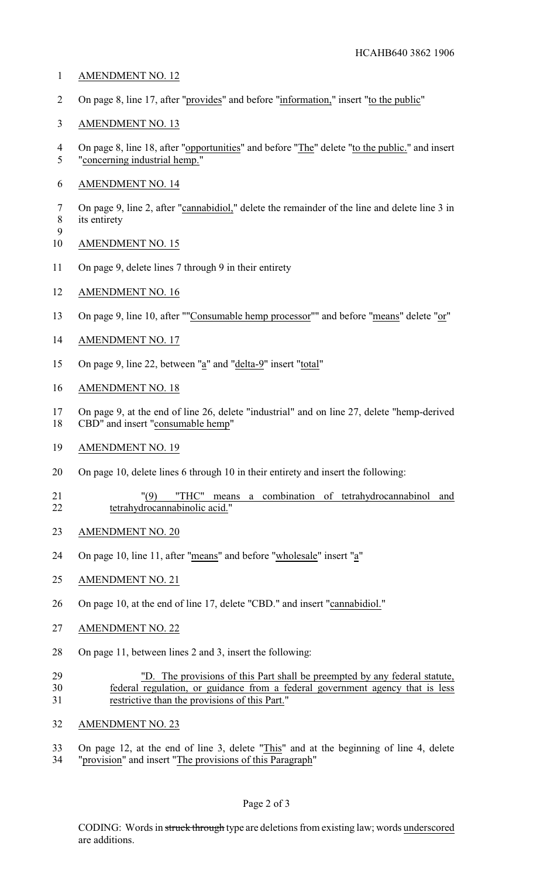AMENDMENT NO. 12

On page 8, line 17, after "provides" and before "information," insert "to the public"

AMENDMENT NO. 13

On page 8, line 18, after "opportunities" and before "The" delete "to the public." and insert "concerning industrial hemp."

AMENDMENT NO. 14

On page 9, line 2, after "cannabidiol," delete the remainder of the line and delete line 3 in its entirety

AMENDMENT NO. 15

On page 9, delete lines 7 through 9 in their entirety

AMENDMENT NO. 16

On page 9, line 10, after ""Consumable hemp processor"" and before "means" delete "or"

AMENDMENT NO. 17

On page 9, line 22, between "a" and "delta-9" insert "total"

AMENDMENT NO. 18

On page 9, at the end of line 26, delete "industrial" and on line 27, delete "hemp-derived CBD" and insert "consumable hemp"

AMENDMENT NO. 19

On page 10, delete lines 6 through 10 in their entirety and insert the following:

"(9) "THC" means a combination of tetrahydrocannabinol and tetrahydrocannabinolic acid."

AMENDMENT NO. 20

On page 10, line 11, after "means" and before "wholesale" insert "a"

AMENDMENT NO. 21

On page 10, at the end of line 17, delete "CBD." and insert "cannabidiol."

AMENDMENT NO. 22

On page 11, between lines 2 and 3, insert the following:

"D. The provisions of this Part shall be preempted by any federal statute, federal regulation, or guidance from a federal government agency that is less restrictive than the provisions of this Part."

AMENDMENT NO. 23

On page 12, at the end of line 3, delete "This" and at the beginning of line 4, delete "provision" and insert "The provisions of this Paragraph"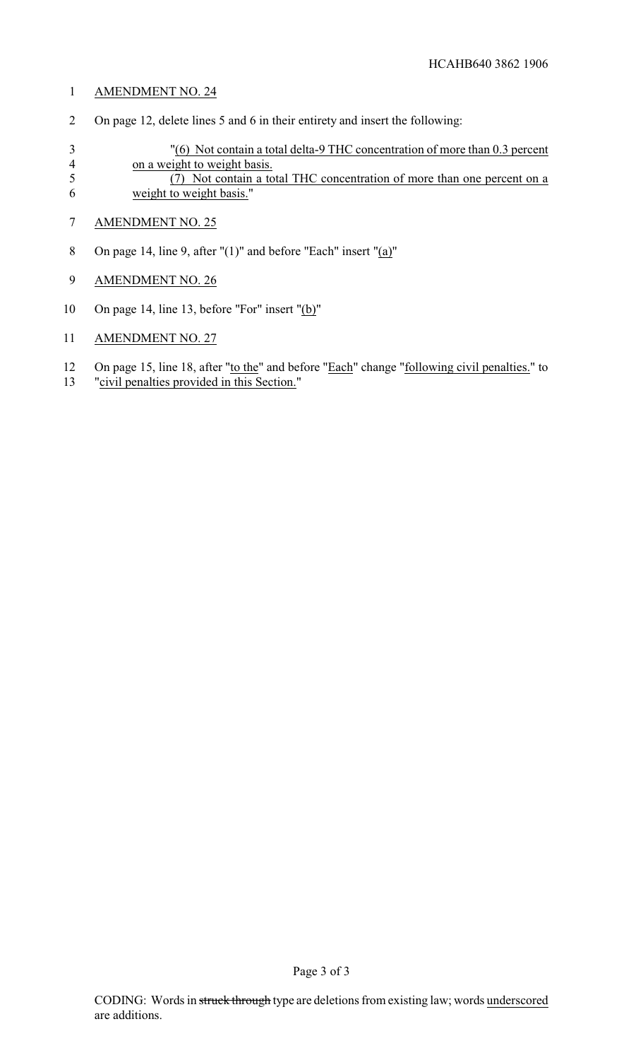AMENDMENT NO. 24

On page 12, delete lines 5 and 6 in their entirety and insert the following:

"(6) Not contain a total delta-9 THC concentration of more than 0.3 percent on a weight to weight basis.

(7) Not contain a total THC concentration of more than one percent on a weight to weight basis."

AMENDMENT NO. 25

On page 14, line 9, after "(1)" and before "Each" insert "(a)"

AMENDMENT NO. 26

On page 14, line 13, before "For" insert "(b)"

AMENDMENT NO. 27

On page 15, line 18, after "to the" and before "Each" change "following civil penalties." to "civil penalties provided in this Section."

CODING: Words in struck through type are deletions from existing law; words underscored are additions.